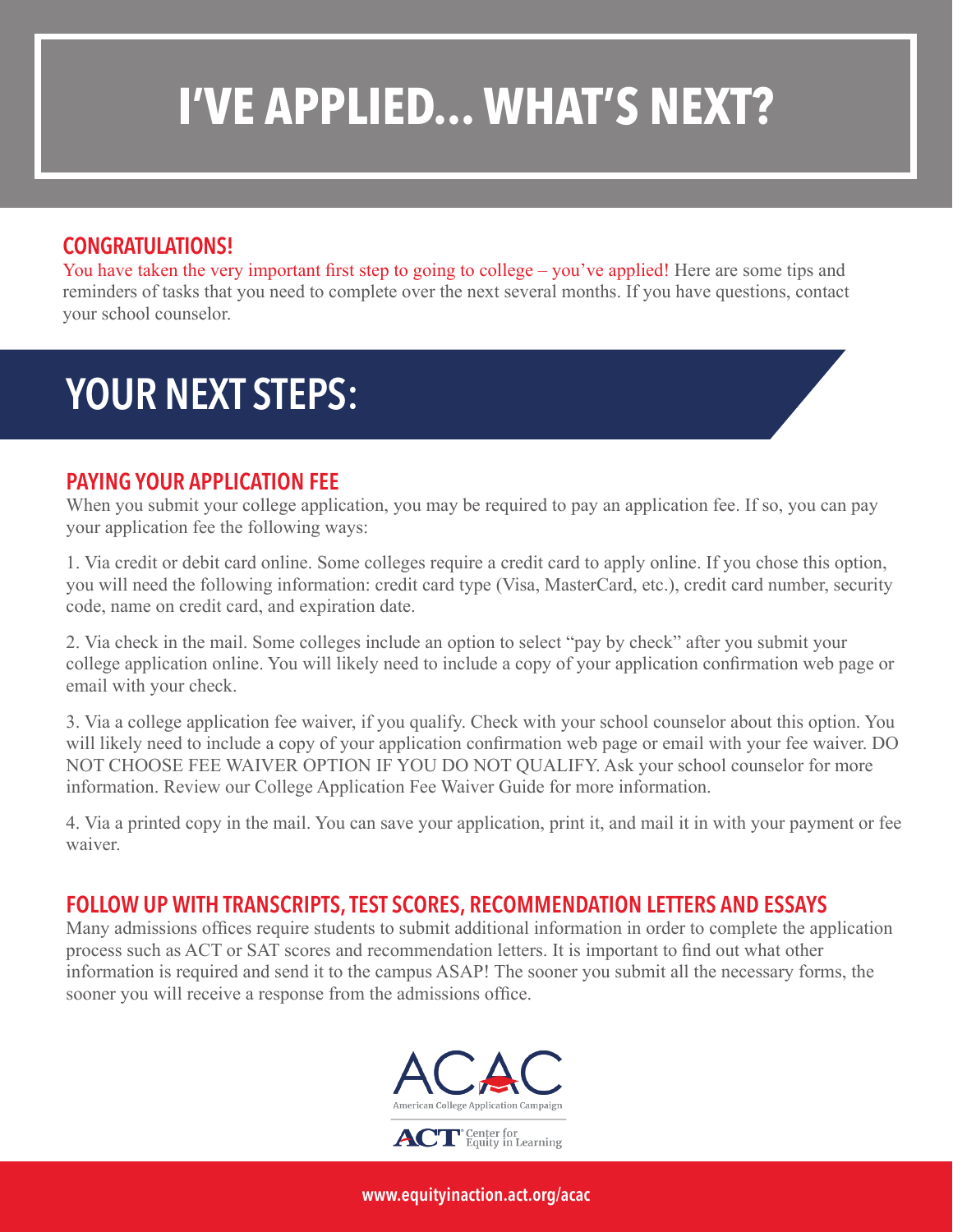# I'VE APPLIED... WHAT'S NEXT?

### CONGRATULATIONS!

You have taken the very important first step to going to college – you've applied! Here are some tips and reminders of tasks that you need to complete over the next several months. If you have questions, contact your school counselor.

## YOUR NEXT STEPS:

### PAYING YOUR APPLICATION FEE

When you submit your college application, you may be required to pay an application fee. If so, you can pay your application fee the following ways:

1. Via credit or debit card online. Some colleges require a credit card to apply online. If you chose this option, you will need the following information: credit card type (Visa, MasterCard, etc.), credit card number, security code, name on credit card, and expiration date.

2. Via check in the mail. Some colleges include an option to select "pay by check" after you submit your college application online. You will likely need to include a copy of your application confirmation web page or email with your check.

3. Via a college application fee waiver, if you qualify. Check with your school counselor about this option. You will likely need to include a copy of your application confirmation web page or email with your fee waiver. DO NOT CHOOSE FEE WAIVER OPTION IF YOU DO NOT QUALIFY. Ask your school counselor for more information. Review our College Application Fee Waiver Guide for more information.

4. Via a printed copy in the mail. You can save your application, print it, and mail it in with your payment or fee waiver.

### FOLLOW UP WITH TRANSCRIPTS, TEST SCORES, RECOMMENDATION LETTERS AND ESSAYS

Many admissions offices require students to submit additional information in order to complete the application process such as ACT or SAT scores and recommendation letters. It is important to find out what other information is required and send it to the campus ASAP! The sooner you submit all the necessary forms, the sooner you will receive a response from the admissions office.

ACAC
American College Application Campaign

ACT Center for Equity in Learning

www.equityinaction.act.org/acac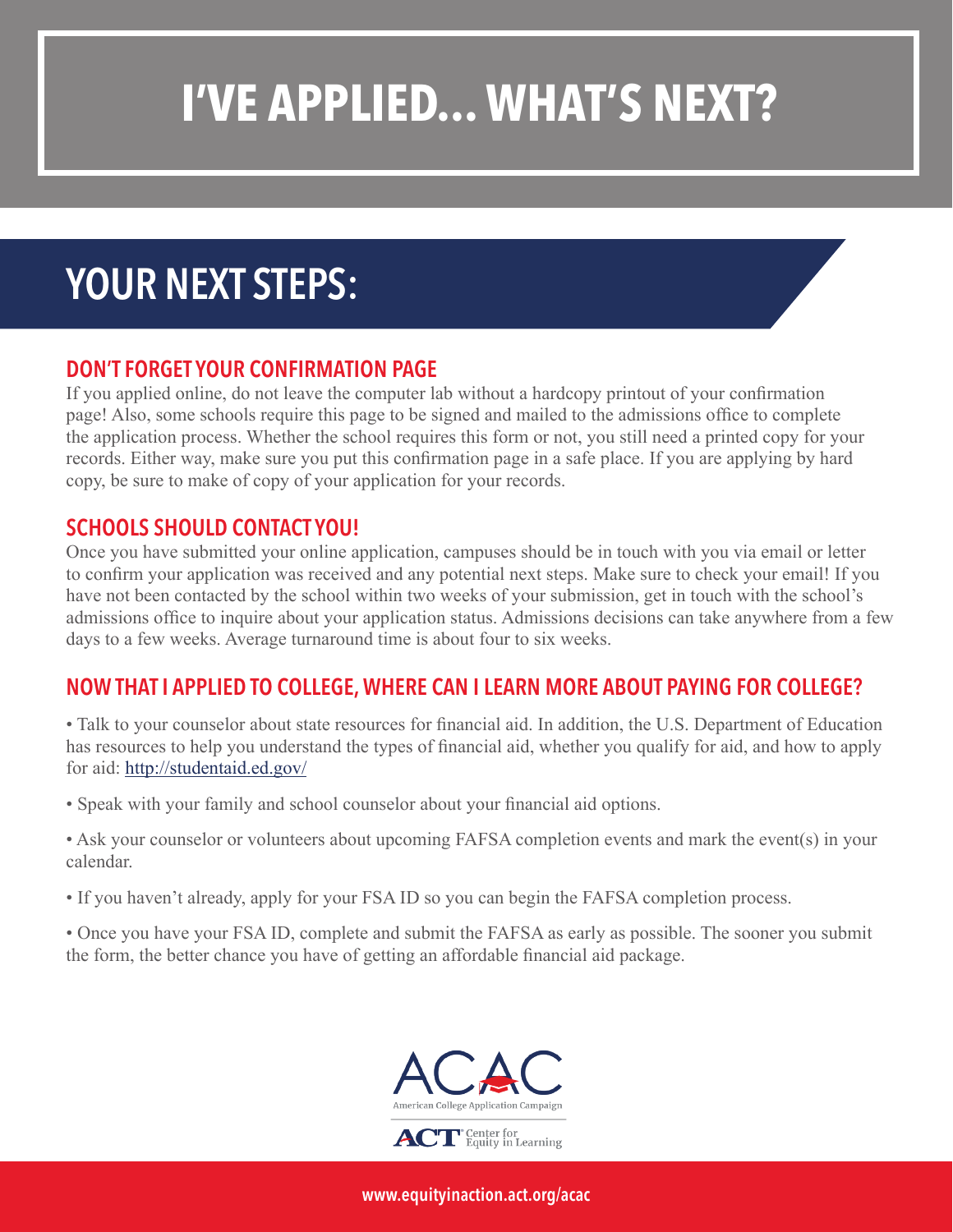# I'VE APPLIED… WHAT'S NEXT?

## YOUR NEXT STEPS:

### DON'T FORGET YOUR CONFIRMATION PAGE

If you applied online, do not leave the computer lab without a hardcopy printout of your confirmation page! Also, some schools require this page to be signed and mailed to the admissions office to complete the application process. Whether the school requires this form or not, you still need a printed copy for your records. Either way, make sure you put this confirmation page in a safe place. If you are applying by hard copy, be sure to make of copy of your application for your records.

### SCHOOLS SHOULD CONTACT YOU!

Once you have submitted your online application, campuses should be in touch with you via email or letter to confirm your application was received and any potential next steps. Make sure to check your email! If you have not been contacted by the school within two weeks of your submission, get in touch with the school's admissions office to inquire about your application status. Admissions decisions can take anywhere from a few days to a few weeks. Average turnaround time is about four to six weeks.

### NOW THAT I APPLIED TO COLLEGE, WHERE CAN I LEARN MORE ABOUT PAYING FOR COLLEGE?

- Talk to your counselor about state resources for financial aid. In addition, the U.S. Department of Education has resources to help you understand the types of financial aid, whether you qualify for aid, and how to apply for aid: http://studentaid.ed.gov/
- Speak with your family and school counselor about your financial aid options.
- Ask your counselor or volunteers about upcoming FAFSA completion events and mark the event(s) in your calendar.
- If you haven't already, apply for your FSA ID so you can begin the FAFSA completion process.
- Once you have your FSA ID, complete and submit the FAFSA as early as possible. The sooner you submit the form, the better chance you have of getting an affordable financial aid package.

ACAC
American College Application Campaign

ACT Center for Equity in Learning

www.equityinaction.act.org/acac